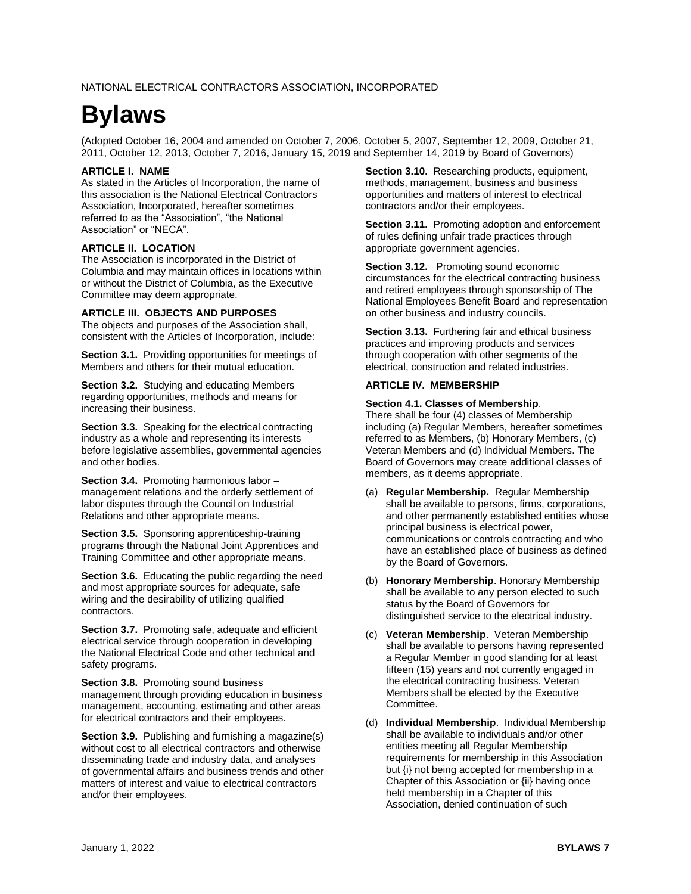NATIONAL ELECTRICAL CONTRACTORS ASSOCIATION, INCORPORATED

# Bylaws

(Adopted October 16, 2004 and amended on October 7, 2006, October 5, 2007, September 12, 2009, October 21, 2011, October 12, 2013, October 7, 2016, January 15, 2019 and September 14, 2019 by Board of Governors)

### ARTICLE I. NAME

As stated in the Articles of Incorporation, the name of this association is the National Electrical Contractors Association, Incorporated, hereafter sometimes referred to as the "Association", "the National Association" or "NECA".

### ARTICLE II. LOCATION

The Association is incorporated in the District of Columbia and may maintain offices in locations within or without the District of Columbia, as the Executive Committee may deem appropriate.

### ARTICLE III. OBJECTS AND PURPOSES

The objects and purposes of the Association shall, consistent with the Articles of Incorporation, include:

**Section 3.1.** Providing opportunities for meetings of Members and others for their mutual education.

**Section 3.2.** Studying and educating Members regarding opportunities, methods and means for increasing their business.

**Section 3.3.** Speaking for the electrical contracting industry as a whole and representing its interests before legislative assemblies, governmental agencies and other bodies.

**Section 3.4.** Promoting harmonious labor – management relations and the orderly settlement of labor disputes through the Council on Industrial Relations and other appropriate means.

**Section 3.5.** Sponsoring apprenticeship-training programs through the National Joint Apprentices and Training Committee and other appropriate means.

**Section 3.6.** Educating the public regarding the need and most appropriate sources for adequate, safe wiring and the desirability of utilizing qualified contractors.

**Section 3.7.** Promoting safe, adequate and efficient electrical service through cooperation in developing the National Electrical Code and other technical and safety programs.

**Section 3.8.** Promoting sound business management through providing education in business management, accounting, estimating and other areas for electrical contractors and their employees.

**Section 3.9.** Publishing and furnishing a magazine(s) without cost to all electrical contractors and otherwise disseminating trade and industry data, and analyses of governmental affairs and business trends and other matters of interest and value to electrical contractors and/or their employees.

**Section 3.10.** Researching products, equipment, methods, management, business and business opportunities and matters of interest to electrical contractors and/or their employees.

**Section 3.11.** Promoting adoption and enforcement of rules defining unfair trade practices through appropriate government agencies.

**Section 3.12.** Promoting sound economic circumstances for the electrical contracting business and retired employees through sponsorship of The National Employees Benefit Board and representation on other business and industry councils.

**Section 3.13.** Furthering fair and ethical business practices and improving products and services through cooperation with other segments of the electrical, construction and related industries.

### ARTICLE IV. MEMBERSHIP

**Section 4.1. Classes of Membership**.

There shall be four (4) classes of Membership including (a) Regular Members, hereafter sometimes referred to as Members, (b) Honorary Members, (c) Veteran Members and (d) Individual Members. The Board of Governors may create additional classes of members, as it deems appropriate.

(a) **Regular Membership.** Regular Membership shall be available to persons, firms, corporations, and other permanently established entities whose principal business is electrical power, communications or controls contracting and who have an established place of business as defined by the Board of Governors.

(b) **Honorary Membership**. Honorary Membership shall be available to any person elected to such status by the Board of Governors for distinguished service to the electrical industry.

(c) **Veteran Membership**. Veteran Membership shall be available to persons having represented a Regular Member in good standing for at least fifteen (15) years and not currently engaged in the electrical contracting business. Veteran Members shall be elected by the Executive Committee.

(d) **Individual Membership**. Individual Membership shall be available to individuals and/or other entities meeting all Regular Membership requirements for membership in this Association but {i} not being accepted for membership in a Chapter of this Association or {ii} having once held membership in a Chapter of this Association, denied continuation of such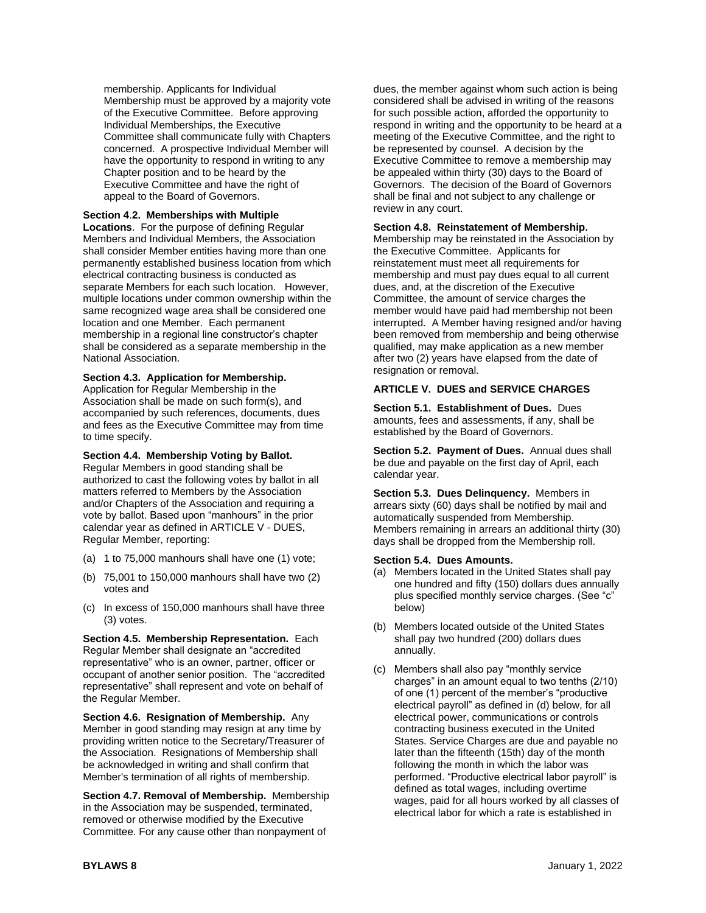membership. Applicants for Individual Membership must be approved by a majority vote of the Executive Committee. Before approving Individual Memberships, the Executive Committee shall communicate fully with Chapters concerned. A prospective Individual Member will have the opportunity to respond in writing to any Chapter position and to be heard by the Executive Committee and have the right of appeal to the Board of Governors.

**Section 4.2. Memberships with Multiple Locations**. For the purpose of defining Regular Members and Individual Members, the Association shall consider Member entities having more than one permanently established business location from which electrical contracting business is conducted as separate Members for each such location. However, multiple locations under common ownership within the same recognized wage area shall be considered one location and one Member. Each permanent membership in a regional line constructor's chapter shall be considered as a separate membership in the National Association.

**Section 4.3. Application for Membership.** Application for Regular Membership in the Association shall be made on such form(s), and accompanied by such references, documents, dues and fees as the Executive Committee may from time to time specify.

**Section 4.4. Membership Voting by Ballot.** Regular Members in good standing shall be authorized to cast the following votes by ballot in all matters referred to Members by the Association and/or Chapters of the Association and requiring a vote by ballot. Based upon "manhours" in the prior calendar year as defined in ARTICLE V - DUES, Regular Member, reporting:

(a) 1 to 75,000 manhours shall have one (1) vote;

(b) 75,001 to 150,000 manhours shall have two (2) votes and

(c) In excess of 150,000 manhours shall have three (3) votes.

**Section 4.5. Membership Representation.** Each Regular Member shall designate an "accredited representative" who is an owner, partner, officer or occupant of another senior position. The "accredited representative" shall represent and vote on behalf of the Regular Member.

**Section 4.6. Resignation of Membership.** Any Member in good standing may resign at any time by providing written notice to the Secretary/Treasurer of the Association. Resignations of Membership shall be acknowledged in writing and shall confirm that Member's termination of all rights of membership.

**Section 4.7. Removal of Membership.** Membership in the Association may be suspended, terminated, removed or otherwise modified by the Executive Committee. For any cause other than nonpayment of dues, the member against whom such action is being considered shall be advised in writing of the reasons for such possible action, afforded the opportunity to respond in writing and the opportunity to be heard at a meeting of the Executive Committee, and the right to be represented by counsel. A decision by the Executive Committee to remove a membership may be appealed within thirty (30) days to the Board of Governors. The decision of the Board of Governors shall be final and not subject to any challenge or review in any court.

**Section 4.8. Reinstatement of Membership.** Membership may be reinstated in the Association by the Executive Committee. Applicants for reinstatement must meet all requirements for membership and must pay dues equal to all current dues, and, at the discretion of the Executive Committee, the amount of service charges the member would have paid had membership not been interrupted. A Member having resigned and/or having been removed from membership and being otherwise qualified, may make application as a new member after two (2) years have elapsed from the date of resignation or removal.

## ARTICLE V. DUES and SERVICE CHARGES

**Section 5.1. Establishment of Dues.** Dues amounts, fees and assessments, if any, shall be established by the Board of Governors.

**Section 5.2. Payment of Dues.** Annual dues shall be due and payable on the first day of April, each calendar year.

**Section 5.3. Dues Delinquency.** Members in arrears sixty (60) days shall be notified by mail and automatically suspended from Membership. Members remaining in arrears an additional thirty (30) days shall be dropped from the Membership roll.

**Section 5.4. Dues Amounts.**

(a) Members located in the United States shall pay one hundred and fifty (150) dollars dues annually plus specified monthly service charges. (See "c" below)

(b) Members located outside of the United States shall pay two hundred (200) dollars dues annually.

(c) Members shall also pay "monthly service charges" in an amount equal to two tenths (2/10) of one (1) percent of the member's "productive electrical payroll" as defined in (d) below, for all electrical power, communications or controls contracting business executed in the United States. Service Charges are due and payable no later than the fifteenth (15th) day of the month following the month in which the labor was performed. "Productive electrical labor payroll" is defined as total wages, including overtime wages, paid for all hours worked by all classes of electrical labor for which a rate is established in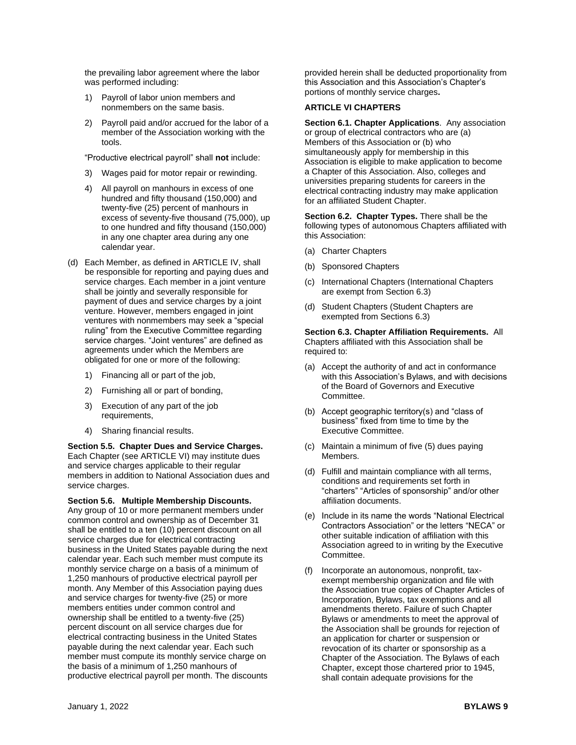the prevailing labor agreement where the labor was performed including:

1) Payroll of labor union members and nonmembers on the same basis.

2) Payroll paid and/or accrued for the labor of a member of the Association working with the tools.

"Productive electrical payroll" shall **not** include:

3) Wages paid for motor repair or rewinding.

4) All payroll on manhours in excess of one hundred and fifty thousand (150,000) and twenty-five (25) percent of manhours in excess of seventy-five thousand (75,000), up to one hundred and fifty thousand (150,000) in any one chapter area during any one calendar year.

(d) Each Member, as defined in ARTICLE IV, shall be responsible for reporting and paying dues and service charges. Each member in a joint venture shall be jointly and severally responsible for payment of dues and service charges by a joint venture. However, members engaged in joint ventures with nonmembers may seek a "special ruling" from the Executive Committee regarding service charges. "Joint ventures" are defined as agreements under which the Members are obligated for one or more of the following:

   1) Financing all or part of the job,

   2) Furnishing all or part of bonding,

   3) Execution of any part of the job requirements,

   4) Sharing financial results.

**Section 5.5. Chapter Dues and Service Charges.** Each Chapter (see ARTICLE VI) may institute dues and service charges applicable to their regular members in addition to National Association dues and service charges.

**Section 5.6. Multiple Membership Discounts.** Any group of 10 or more permanent members under common control and ownership as of December 31 shall be entitled to a ten (10) percent discount on all service charges due for electrical contracting business in the United States payable during the next calendar year. Each such member must compute its monthly service charge on a basis of a minimum of 1,250 manhours of productive electrical payroll per month. Any Member of this Association paying dues and service charges for twenty-five (25) or more members entities under common control and ownership shall be entitled to a twenty-five (25) percent discount on all service charges due for electrical contracting business in the United States payable during the next calendar year. Each such member must compute its monthly service charge on the basis of a minimum of 1,250 manhours of productive electrical payroll per month. The discounts provided herein shall be deducted proportionality from this Association and this Association's Chapter's portions of monthly service charges**.**

## ARTICLE VI CHAPTERS

**Section 6.1. Chapter Applications**. Any association or group of electrical contractors who are (a) Members of this Association or (b) who simultaneously apply for membership in this Association is eligible to make application to become a Chapter of this Association. Also, colleges and universities preparing students for careers in the electrical contracting industry may make application for an affiliated Student Chapter.

**Section 6.2. Chapter Types.** There shall be the following types of autonomous Chapters affiliated with this Association:

(a) Charter Chapters

(b) Sponsored Chapters

(c) International Chapters (International Chapters are exempt from Section 6.3)

(d) Student Chapters (Student Chapters are exempted from Sections 6.3)

**Section 6.3. Chapter Affiliation Requirements.** All Chapters affiliated with this Association shall be required to:

(a) Accept the authority of and act in conformance with this Association's Bylaws, and with decisions of the Board of Governors and Executive Committee.

(b) Accept geographic territory(s) and "class of business" fixed from time to time by the Executive Committee.

(c) Maintain a minimum of five (5) dues paying Members.

(d) Fulfill and maintain compliance with all terms, conditions and requirements set forth in "charters" "Articles of sponsorship" and/or other affiliation documents.

(e) Include in its name the words "National Electrical Contractors Association" or the letters "NECA" or other suitable indication of affiliation with this Association agreed to in writing by the Executive Committee.

(f) Incorporate an autonomous, nonprofit, tax-exempt membership organization and file with the Association true copies of Chapter Articles of Incorporation, Bylaws, tax exemptions and all amendments thereto. Failure of such Chapter Bylaws or amendments to meet the approval of the Association shall be grounds for rejection of an application for charter or suspension or revocation of its charter or sponsorship as a Chapter of the Association. The Bylaws of each Chapter, except those chartered prior to 1945, shall contain adequate provisions for the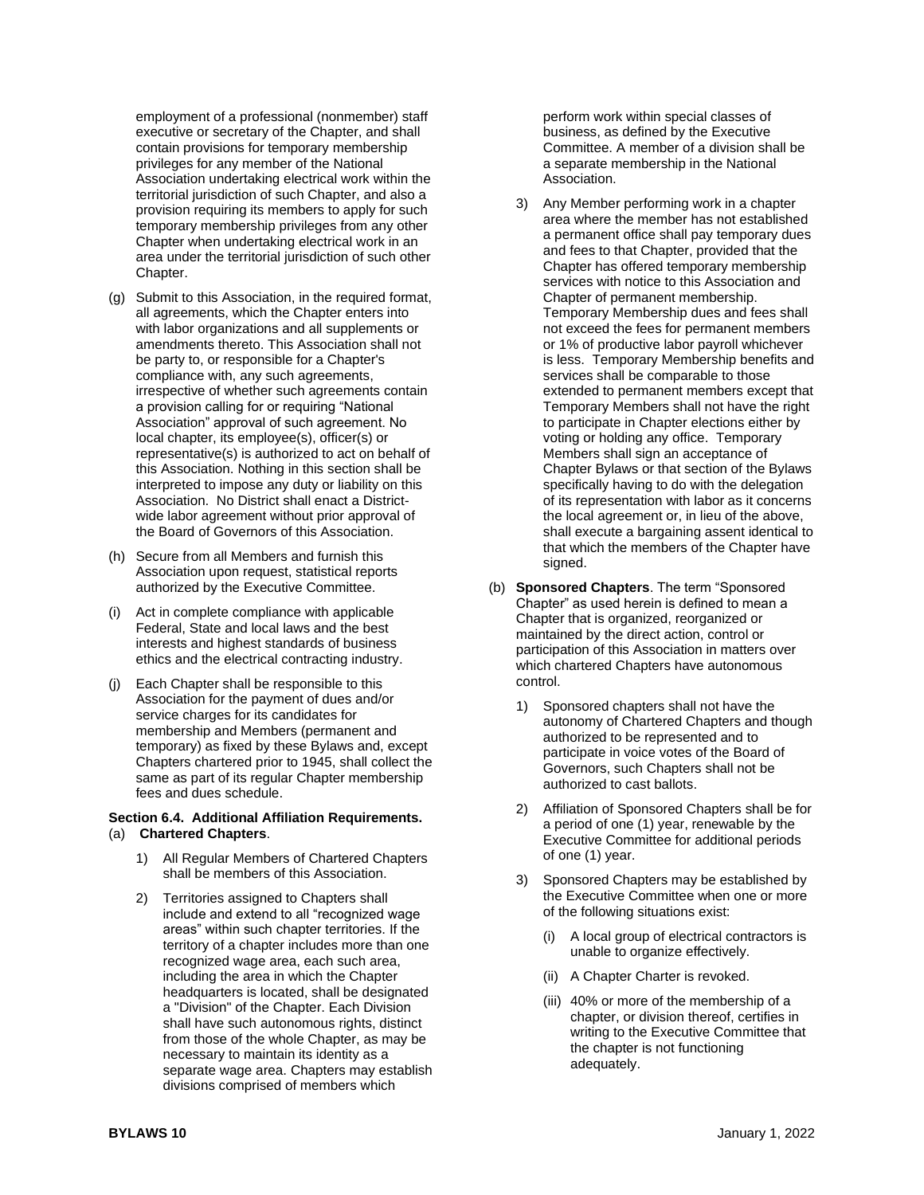employment of a professional (nonmember) staff executive or secretary of the Chapter, and shall contain provisions for temporary membership privileges for any member of the National Association undertaking electrical work within the territorial jurisdiction of such Chapter, and also a provision requiring its members to apply for such temporary membership privileges from any other Chapter when undertaking electrical work in an area under the territorial jurisdiction of such other Chapter.

(g) Submit to this Association, in the required format, all agreements, which the Chapter enters into with labor organizations and all supplements or amendments thereto. This Association shall not be party to, or responsible for a Chapter's compliance with, any such agreements, irrespective of whether such agreements contain a provision calling for or requiring "National Association" approval of such agreement. No local chapter, its employee(s), officer(s) or representative(s) is authorized to act on behalf of this Association. Nothing in this section shall be interpreted to impose any duty or liability on this Association. No District shall enact a District-wide labor agreement without prior approval of the Board of Governors of this Association.

(h) Secure from all Members and furnish this Association upon request, statistical reports authorized by the Executive Committee.

(i) Act in complete compliance with applicable Federal, State and local laws and the best interests and highest standards of business ethics and the electrical contracting industry.

(j) Each Chapter shall be responsible to this Association for the payment of dues and/or service charges for its candidates for membership and Members (permanent and temporary) as fixed by these Bylaws and, except Chapters chartered prior to 1945, shall collect the same as part of its regular Chapter membership fees and dues schedule.

**Section 6.4. Additional Affiliation Requirements.**

(a) **Chartered Chapters**.

1) All Regular Members of Chartered Chapters shall be members of this Association.

2) Territories assigned to Chapters shall include and extend to all "recognized wage areas" within such chapter territories. If the territory of a chapter includes more than one recognized wage area, each such area, including the area in which the Chapter headquarters is located, shall be designated a "Division" of the Chapter. Each Division shall have such autonomous rights, distinct from those of the whole Chapter, as may be necessary to maintain its identity as a separate wage area. Chapters may establish divisions comprised of members which perform work within special classes of business, as defined by the Executive Committee. A member of a division shall be a separate membership in the National Association.

3) Any Member performing work in a chapter area where the member has not established a permanent office shall pay temporary dues and fees to that Chapter, provided that the Chapter has offered temporary membership services with notice to this Association and Chapter of permanent membership. Temporary Membership dues and fees shall not exceed the fees for permanent members or 1% of productive labor payroll whichever is less. Temporary Membership benefits and services shall be comparable to those extended to permanent members except that Temporary Members shall not have the right to participate in Chapter elections either by voting or holding any office. Temporary Members shall sign an acceptance of Chapter Bylaws or that section of the Bylaws specifically having to do with the delegation of its representation with labor as it concerns the local agreement or, in lieu of the above, shall execute a bargaining assent identical to that which the members of the Chapter have signed.

(b) **Sponsored Chapters**. The term "Sponsored Chapter" as used herein is defined to mean a Chapter that is organized, reorganized or maintained by the direct action, control or participation of this Association in matters over which chartered Chapters have autonomous control.

1) Sponsored chapters shall not have the autonomy of Chartered Chapters and though authorized to be represented and to participate in voice votes of the Board of Governors, such Chapters shall not be authorized to cast ballots.

2) Affiliation of Sponsored Chapters shall be for a period of one (1) year, renewable by the Executive Committee for additional periods of one (1) year.

3) Sponsored Chapters may be established by the Executive Committee when one or more of the following situations exist:

   (i) A local group of electrical contractors is unable to organize effectively.

   (ii) A Chapter Charter is revoked.

   (iii) 40% or more of the membership of a chapter, or division thereof, certifies in writing to the Executive Committee that the chapter is not functioning adequately.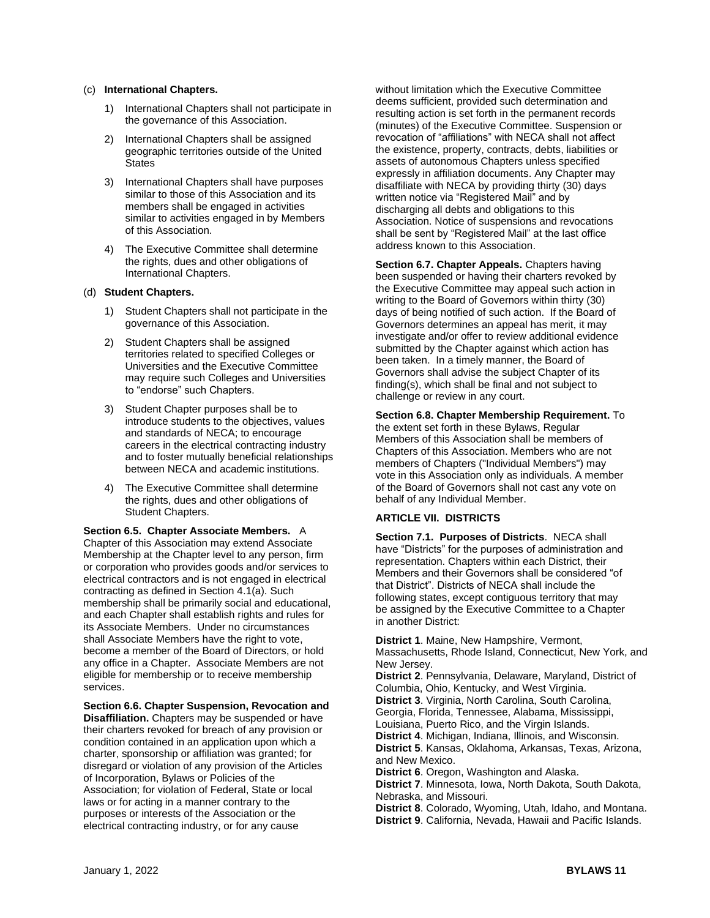(c) **International Chapters.**

1) International Chapters shall not participate in the governance of this Association.

2) International Chapters shall be assigned geographic territories outside of the United States

3) International Chapters shall have purposes similar to those of this Association and its members shall be engaged in activities similar to activities engaged in by Members of this Association.

4) The Executive Committee shall determine the rights, dues and other obligations of International Chapters.

(d) **Student Chapters.**

1) Student Chapters shall not participate in the governance of this Association.

2) Student Chapters shall be assigned territories related to specified Colleges or Universities and the Executive Committee may require such Colleges and Universities to "endorse" such Chapters.

3) Student Chapter purposes shall be to introduce students to the objectives, values and standards of NECA; to encourage careers in the electrical contracting industry and to foster mutually beneficial relationships between NECA and academic institutions.

4) The Executive Committee shall determine the rights, dues and other obligations of Student Chapters.

**Section 6.5. Chapter Associate Members.** A Chapter of this Association may extend Associate Membership at the Chapter level to any person, firm or corporation who provides goods and/or services to electrical contractors and is not engaged in electrical contracting as defined in Section 4.1(a). Such membership shall be primarily social and educational, and each Chapter shall establish rights and rules for its Associate Members. Under no circumstances shall Associate Members have the right to vote, become a member of the Board of Directors, or hold any office in a Chapter. Associate Members are not eligible for membership or to receive membership services.

**Section 6.6. Chapter Suspension, Revocation and Disaffiliation.** Chapters may be suspended or have their charters revoked for breach of any provision or condition contained in an application upon which a charter, sponsorship or affiliation was granted; for disregard or violation of any provision of the Articles of Incorporation, Bylaws or Policies of the Association; for violation of Federal, State or local laws or for acting in a manner contrary to the purposes or interests of the Association or the electrical contracting industry, or for any cause without limitation which the Executive Committee deems sufficient, provided such determination and resulting action is set forth in the permanent records (minutes) of the Executive Committee. Suspension or revocation of "affiliations" with NECA shall not affect the existence, property, contracts, debts, liabilities or assets of autonomous Chapters unless specified expressly in affiliation documents. Any Chapter may disaffiliate with NECA by providing thirty (30) days written notice via "Registered Mail" and by discharging all debts and obligations to this Association. Notice of suspensions and revocations shall be sent by "Registered Mail" at the last office address known to this Association.

**Section 6.7. Chapter Appeals.** Chapters having been suspended or having their charters revoked by the Executive Committee may appeal such action in writing to the Board of Governors within thirty (30) days of being notified of such action. If the Board of Governors determines an appeal has merit, it may investigate and/or offer to review additional evidence submitted by the Chapter against which action has been taken. In a timely manner, the Board of Governors shall advise the subject Chapter of its finding(s), which shall be final and not subject to challenge or review in any court.

**Section 6.8. Chapter Membership Requirement.** To the extent set forth in these Bylaws, Regular Members of this Association shall be members of Chapters of this Association. Members who are not members of Chapters ("Individual Members") may vote in this Association only as individuals. A member of the Board of Governors shall not cast any vote on behalf of any Individual Member.

## ARTICLE VII. DISTRICTS

**Section 7.1. Purposes of Districts**. NECA shall have "Districts" for the purposes of administration and representation. Chapters within each District, their Members and their Governors shall be considered "of that District". Districts of NECA shall include the following states, except contiguous territory that may be assigned by the Executive Committee to a Chapter in another District:

**District 1**. Maine, New Hampshire, Vermont, Massachusetts, Rhode Island, Connecticut, New York, and New Jersey.
**District 2**. Pennsylvania, Delaware, Maryland, District of Columbia, Ohio, Kentucky, and West Virginia.
**District 3**. Virginia, North Carolina, South Carolina, Georgia, Florida, Tennessee, Alabama, Mississippi, Louisiana, Puerto Rico, and the Virgin Islands.
**District 4**. Michigan, Indiana, Illinois, and Wisconsin.
**District 5**. Kansas, Oklahoma, Arkansas, Texas, Arizona, and New Mexico.
**District 6**. Oregon, Washington and Alaska.
**District 7**. Minnesota, Iowa, North Dakota, South Dakota, Nebraska, and Missouri.
**District 8**. Colorado, Wyoming, Utah, Idaho, and Montana.
**District 9**. California, Nevada, Hawaii and Pacific Islands.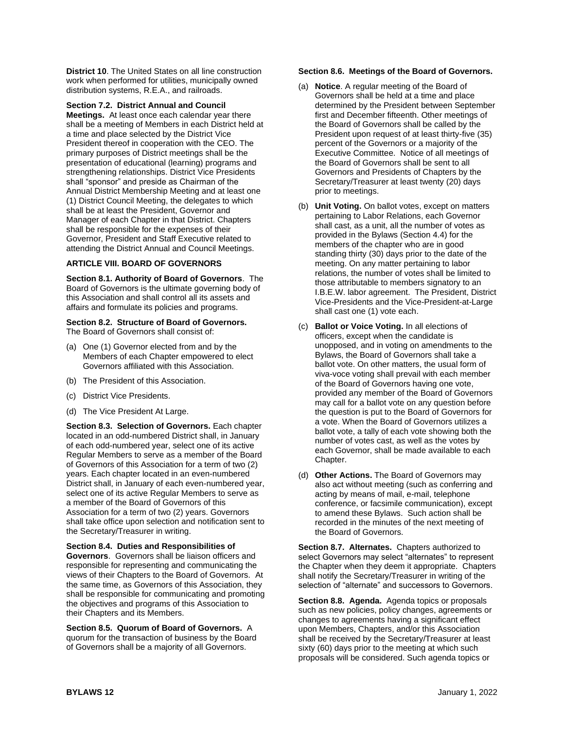**District 10**. The United States on all line construction work when performed for utilities, municipally owned distribution systems, R.E.A., and railroads.

**Section 7.2. District Annual and Council Meetings.** At least once each calendar year there shall be a meeting of Members in each District held at a time and place selected by the District Vice President thereof in cooperation with the CEO. The primary purposes of District meetings shall be the presentation of educational (learning) programs and strengthening relationships. District Vice Presidents shall "sponsor" and preside as Chairman of the Annual District Membership Meeting and at least one (1) District Council Meeting, the delegates to which shall be at least the President, Governor and Manager of each Chapter in that District. Chapters shall be responsible for the expenses of their Governor, President and Staff Executive related to attending the District Annual and Council Meetings.

## ARTICLE VIII. BOARD OF GOVERNORS

**Section 8.1. Authority of Board of Governors**. The Board of Governors is the ultimate governing body of this Association and shall control all its assets and affairs and formulate its policies and programs.

**Section 8.2. Structure of Board of Governors.** The Board of Governors shall consist of:

(a) One (1) Governor elected from and by the Members of each Chapter empowered to elect Governors affiliated with this Association.

(b) The President of this Association.

(c) District Vice Presidents.

(d) The Vice President At Large.

**Section 8.3. Selection of Governors.** Each chapter located in an odd-numbered District shall, in January of each odd-numbered year, select one of its active Regular Members to serve as a member of the Board of Governors of this Association for a term of two (2) years. Each chapter located in an even-numbered District shall, in January of each even-numbered year, select one of its active Regular Members to serve as a member of the Board of Governors of this Association for a term of two (2) years. Governors shall take office upon selection and notification sent to the Secretary/Treasurer in writing.

**Section 8.4. Duties and Responsibilities of Governors**. Governors shall be liaison officers and responsible for representing and communicating the views of their Chapters to the Board of Governors. At the same time, as Governors of this Association, they shall be responsible for communicating and promoting the objectives and programs of this Association to their Chapters and its Members.

**Section 8.5. Quorum of Board of Governors.** A quorum for the transaction of business by the Board of Governors shall be a majority of all Governors.

**Section 8.6. Meetings of the Board of Governors.**

(a) **Notice**. A regular meeting of the Board of Governors shall be held at a time and place determined by the President between September first and December fifteenth. Other meetings of the Board of Governors shall be called by the President upon request of at least thirty-five (35) percent of the Governors or a majority of the Executive Committee. Notice of all meetings of the Board of Governors shall be sent to all Governors and Presidents of Chapters by the Secretary/Treasurer at least twenty (20) days prior to meetings.

(b) **Unit Voting.** On ballot votes, except on matters pertaining to Labor Relations, each Governor shall cast, as a unit, all the number of votes as provided in the Bylaws (Section 4.4) for the members of the chapter who are in good standing thirty (30) days prior to the date of the meeting. On any matter pertaining to labor relations, the number of votes shall be limited to those attributable to members signatory to an I.B.E.W. labor agreement. The President, District Vice-Presidents and the Vice-President-at-Large shall cast one (1) vote each.

(c) **Ballot or Voice Voting.** In all elections of officers, except when the candidate is unopposed, and in voting on amendments to the Bylaws, the Board of Governors shall take a ballot vote. On other matters, the usual form of viva-voce voting shall prevail with each member of the Board of Governors having one vote, provided any member of the Board of Governors may call for a ballot vote on any question before the question is put to the Board of Governors for a vote. When the Board of Governors utilizes a ballot vote, a tally of each vote showing both the number of votes cast, as well as the votes by each Governor, shall be made available to each Chapter.

(d) **Other Actions.** The Board of Governors may also act without meeting (such as conferring and acting by means of mail, e-mail, telephone conference, or facsimile communication), except to amend these Bylaws. Such action shall be recorded in the minutes of the next meeting of the Board of Governors.

**Section 8.7. Alternates.** Chapters authorized to select Governors may select "alternates" to represent the Chapter when they deem it appropriate. Chapters shall notify the Secretary/Treasurer in writing of the selection of "alternate" and successors to Governors.

**Section 8.8. Agenda.** Agenda topics or proposals such as new policies, policy changes, agreements or changes to agreements having a significant effect upon Members, Chapters, and/or this Association shall be received by the Secretary/Treasurer at least sixty (60) days prior to the meeting at which such proposals will be considered. Such agenda topics or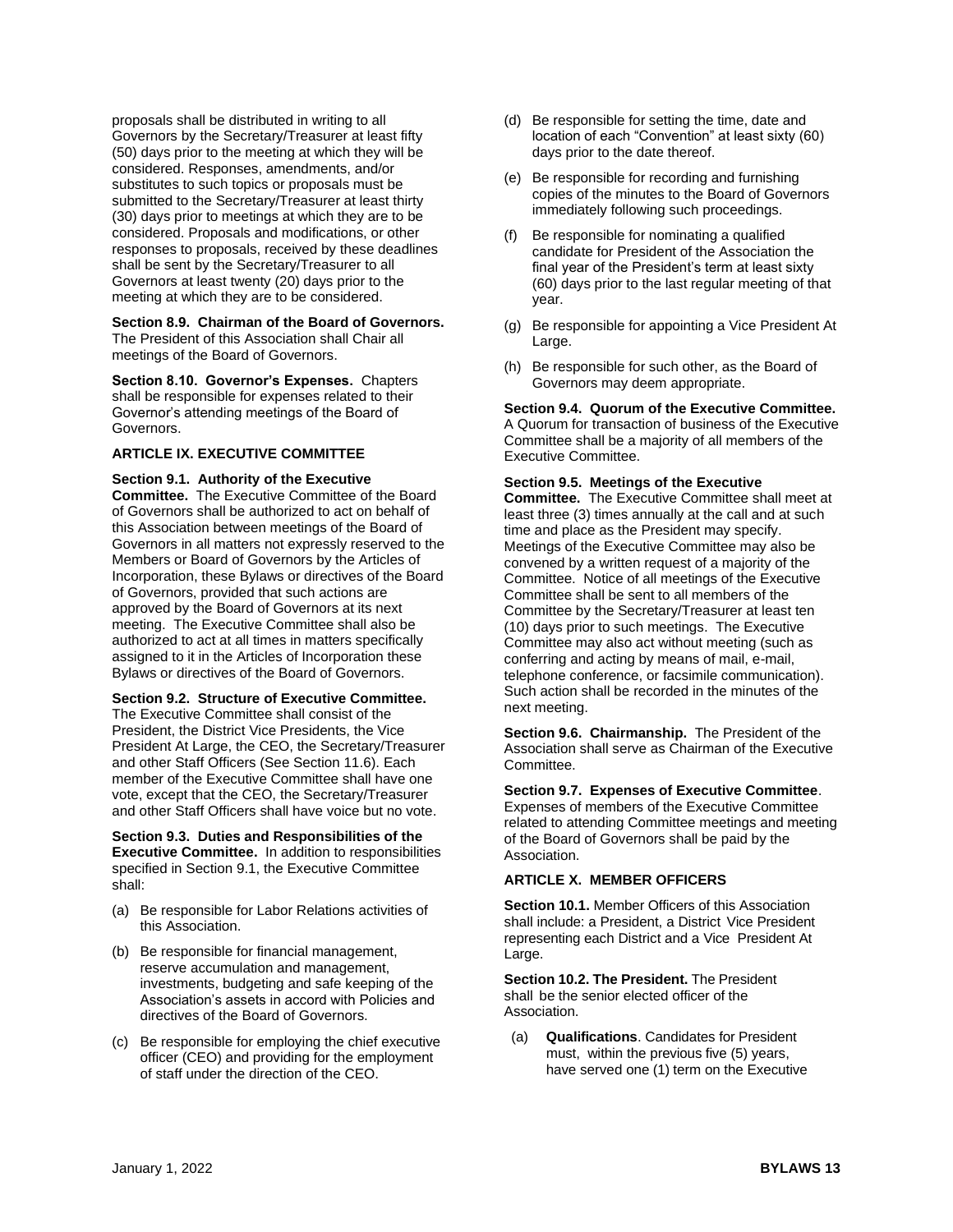proposals shall be distributed in writing to all Governors by the Secretary/Treasurer at least fifty (50) days prior to the meeting at which they will be considered. Responses, amendments, and/or substitutes to such topics or proposals must be submitted to the Secretary/Treasurer at least thirty (30) days prior to meetings at which they are to be considered. Proposals and modifications, or other responses to proposals, received by these deadlines shall be sent by the Secretary/Treasurer to all Governors at least twenty (20) days prior to the meeting at which they are to be considered.

**Section 8.9. Chairman of the Board of Governors.** The President of this Association shall Chair all meetings of the Board of Governors.

**Section 8.10. Governor's Expenses.** Chapters shall be responsible for expenses related to their Governor's attending meetings of the Board of Governors.

**ARTICLE IX. EXECUTIVE COMMITTEE**

**Section 9.1. Authority of the Executive Committee.** The Executive Committee of the Board of Governors shall be authorized to act on behalf of this Association between meetings of the Board of Governors in all matters not expressly reserved to the Members or Board of Governors by the Articles of Incorporation, these Bylaws or directives of the Board of Governors, provided that such actions are approved by the Board of Governors at its next meeting. The Executive Committee shall also be authorized to act at all times in matters specifically assigned to it in the Articles of Incorporation these Bylaws or directives of the Board of Governors.

**Section 9.2. Structure of Executive Committee.** The Executive Committee shall consist of the President, the District Vice Presidents, the Vice President At Large, the CEO, the Secretary/Treasurer and other Staff Officers (See Section 11.6). Each member of the Executive Committee shall have one vote, except that the CEO, the Secretary/Treasurer and other Staff Officers shall have voice but no vote.

**Section 9.3. Duties and Responsibilities of the Executive Committee.** In addition to responsibilities specified in Section 9.1, the Executive Committee shall:

(a) Be responsible for Labor Relations activities of this Association.

(b) Be responsible for financial management, reserve accumulation and management, investments, budgeting and safe keeping of the Association's assets in accord with Policies and directives of the Board of Governors.

(c) Be responsible for employing the chief executive officer (CEO) and providing for the employment of staff under the direction of the CEO.

(d) Be responsible for setting the time, date and location of each "Convention" at least sixty (60) days prior to the date thereof.

(e) Be responsible for recording and furnishing copies of the minutes to the Board of Governors immediately following such proceedings.

(f) Be responsible for nominating a qualified candidate for President of the Association the final year of the President's term at least sixty (60) days prior to the last regular meeting of that year.

(g) Be responsible for appointing a Vice President At Large.

(h) Be responsible for such other, as the Board of Governors may deem appropriate.

**Section 9.4. Quorum of the Executive Committee.** A Quorum for transaction of business of the Executive Committee shall be a majority of all members of the Executive Committee.

**Section 9.5. Meetings of the Executive Committee.** The Executive Committee shall meet at least three (3) times annually at the call and at such time and place as the President may specify. Meetings of the Executive Committee may also be convened by a written request of a majority of the Committee. Notice of all meetings of the Executive Committee shall be sent to all members of the Committee by the Secretary/Treasurer at least ten (10) days prior to such meetings. The Executive Committee may also act without meeting (such as conferring and acting by means of mail, e-mail, telephone conference, or facsimile communication). Such action shall be recorded in the minutes of the next meeting.

**Section 9.6. Chairmanship.** The President of the Association shall serve as Chairman of the Executive Committee.

**Section 9.7. Expenses of Executive Committee**. Expenses of members of the Executive Committee related to attending Committee meetings and meeting of the Board of Governors shall be paid by the Association.

**ARTICLE X. MEMBER OFFICERS**

**Section 10.1.** Member Officers of this Association shall include: a President, a District Vice President representing each District and a Vice President At Large.

**Section 10.2. The President.** The President shall be the senior elected officer of the Association.

(a) **Qualifications**. Candidates for President must, within the previous five (5) years, have served one (1) term on the Executive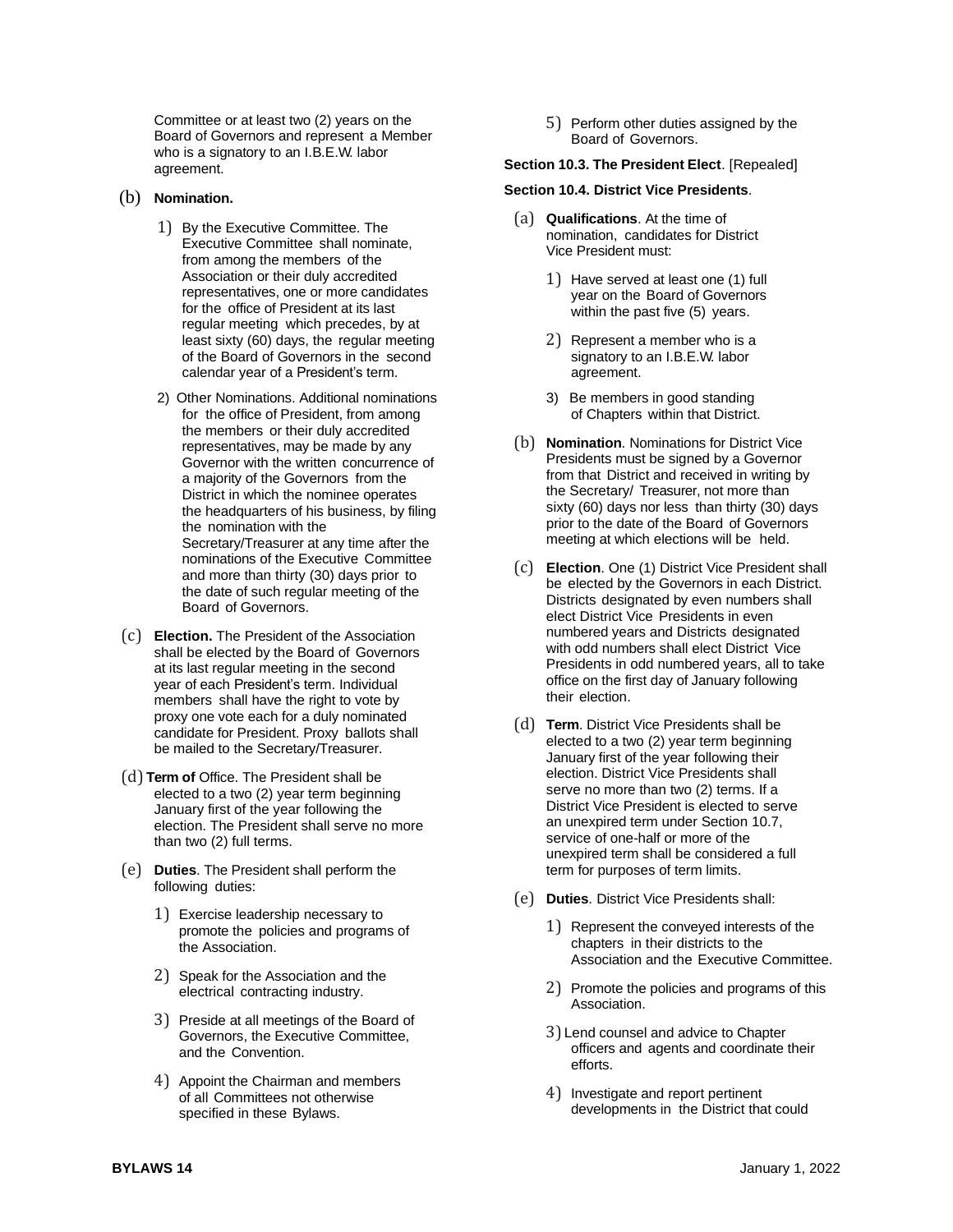Committee or at least two (2) years on the Board of Governors and represent a Member who is a signatory to an I.B.E.W. labor agreement.

(b) **Nomination.**

1) By the Executive Committee. The Executive Committee shall nominate, from among the members of the Association or their duly accredited representatives, one or more candidates for the office of President at its last regular meeting which precedes, by at least sixty (60) days, the regular meeting of the Board of Governors in the second calendar year of a President's term.

2) Other Nominations. Additional nominations for the office of President, from among the members or their duly accredited representatives, may be made by any Governor with the written concurrence of a majority of the Governors from the District in which the nominee operates the headquarters of his business, by filing the nomination with the Secretary/Treasurer at any time after the nominations of the Executive Committee and more than thirty (30) days prior to the date of such regular meeting of the Board of Governors.

(c) **Election.** The President of the Association shall be elected by the Board of Governors at its last regular meeting in the second year of each President's term. Individual members shall have the right to vote by proxy one vote each for a duly nominated candidate for President. Proxy ballots shall be mailed to the Secretary/Treasurer.

(d) **Term of** Office. The President shall be elected to a two (2) year term beginning January first of the year following the election. The President shall serve no more than two (2) full terms.

(e) **Duties**. The President shall perform the following duties:

1) Exercise leadership necessary to promote the policies and programs of the Association.

2) Speak for the Association and the electrical contracting industry.

3) Preside at all meetings of the Board of Governors, the Executive Committee, and the Convention.

4) Appoint the Chairman and members of all Committees not otherwise specified in these Bylaws.

5) Perform other duties assigned by the Board of Governors.

**Section 10.3. The President Elect**. [Repealed]

**Section 10.4. District Vice Presidents**.

(a) **Qualifications**. At the time of nomination, candidates for District Vice President must:

1) Have served at least one (1) full year on the Board of Governors within the past five (5) years.

2) Represent a member who is a signatory to an I.B.E.W. labor agreement.

3) Be members in good standing of Chapters within that District.

(b) **Nomination**. Nominations for District Vice Presidents must be signed by a Governor from that District and received in writing by the Secretary/ Treasurer, not more than sixty (60) days nor less than thirty (30) days prior to the date of the Board of Governors meeting at which elections will be held.

(c) **Election**. One (1) District Vice President shall be elected by the Governors in each District. Districts designated by even numbers shall elect District Vice Presidents in even numbered years and Districts designated with odd numbers shall elect District Vice Presidents in odd numbered years, all to take office on the first day of January following their election.

(d) **Term**. District Vice Presidents shall be elected to a two (2) year term beginning January first of the year following their election. District Vice Presidents shall serve no more than two (2) terms. If a District Vice President is elected to serve an unexpired term under Section 10.7, service of one-half or more of the unexpired term shall be considered a full term for purposes of term limits.

(e) **Duties**. District Vice Presidents shall:

1) Represent the conveyed interests of the chapters in their districts to the Association and the Executive Committee.

2) Promote the policies and programs of this Association.

3) Lend counsel and advice to Chapter officers and agents and coordinate their efforts.

4) Investigate and report pertinent developments in the District that could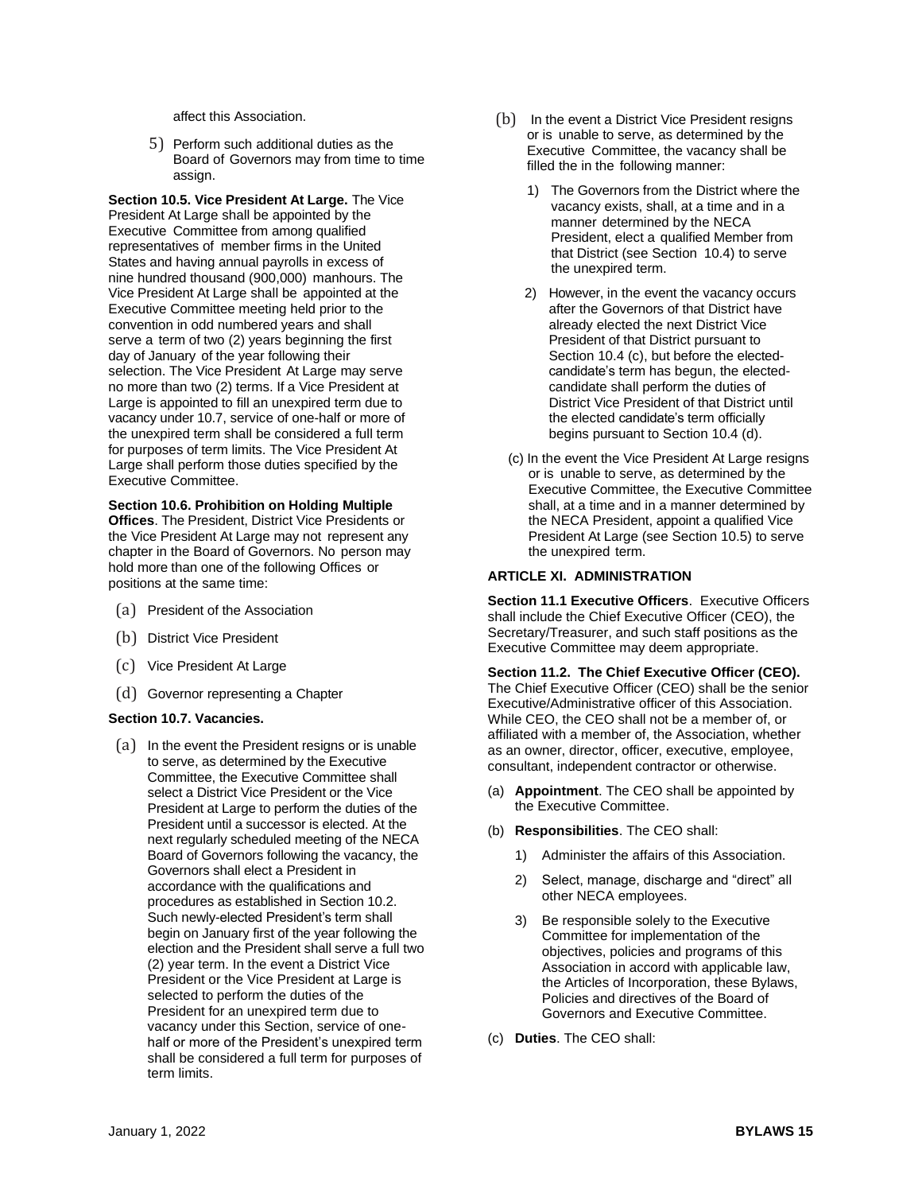affect this Association.

5) Perform such additional duties as the Board of Governors may from time to time assign.

**Section 10.5. Vice President At Large.** The Vice President At Large shall be appointed by the Executive Committee from among qualified representatives of member firms in the United States and having annual payrolls in excess of nine hundred thousand (900,000) manhours. The Vice President At Large shall be appointed at the Executive Committee meeting held prior to the convention in odd numbered years and shall serve a term of two (2) years beginning the first day of January of the year following their selection. The Vice President At Large may serve no more than two (2) terms. If a Vice President at Large is appointed to fill an unexpired term due to vacancy under 10.7, service of one-half or more of the unexpired term shall be considered a full term for purposes of term limits. The Vice President At Large shall perform those duties specified by the Executive Committee.

**Section 10.6. Prohibition on Holding Multiple Offices**. The President, District Vice Presidents or the Vice President At Large may not represent any chapter in the Board of Governors. No person may hold more than one of the following Offices or positions at the same time:

(a) President of the Association

(b) District Vice President

(c) Vice President At Large

(d) Governor representing a Chapter

**Section 10.7. Vacancies.**

(a) In the event the President resigns or is unable to serve, as determined by the Executive Committee, the Executive Committee shall select a District Vice President or the Vice President at Large to perform the duties of the President until a successor is elected. At the next regularly scheduled meeting of the NECA Board of Governors following the vacancy, the Governors shall elect a President in accordance with the qualifications and procedures as established in Section 10.2. Such newly-elected President's term shall begin on January first of the year following the election and the President shall serve a full two (2) year term. In the event a District Vice President or the Vice President at Large is selected to perform the duties of the President for an unexpired term due to vacancy under this Section, service of one-half or more of the President's unexpired term shall be considered a full term for purposes of term limits.

(b) In the event a District Vice President resigns or is unable to serve, as determined by the Executive Committee, the vacancy shall be filled the in the following manner:

1) The Governors from the District where the vacancy exists, shall, at a time and in a manner determined by the NECA President, elect a qualified Member from that District (see Section 10.4) to serve the unexpired term.

2) However, in the event the vacancy occurs after the Governors of that District have already elected the next District Vice President of that District pursuant to Section 10.4 (c), but before the elected-candidate's term has begun, the elected-candidate shall perform the duties of District Vice President of that District until the elected candidate's term officially begins pursuant to Section 10.4 (d).

(c) In the event the Vice President At Large resigns or is unable to serve, as determined by the Executive Committee, the Executive Committee shall, at a time and in a manner determined by the NECA President, appoint a qualified Vice President At Large (see Section 10.5) to serve the unexpired term.

## ARTICLE XI. ADMINISTRATION

**Section 11.1 Executive Officers**. Executive Officers shall include the Chief Executive Officer (CEO), the Secretary/Treasurer, and such staff positions as the Executive Committee may deem appropriate.

**Section 11.2. The Chief Executive Officer (CEO).** The Chief Executive Officer (CEO) shall be the senior Executive/Administrative officer of this Association. While CEO, the CEO shall not be a member of, or affiliated with a member of, the Association, whether as an owner, director, officer, executive, employee, consultant, independent contractor or otherwise.

(a) **Appointment**. The CEO shall be appointed by the Executive Committee.

(b) **Responsibilities**. The CEO shall:

1) Administer the affairs of this Association.

2) Select, manage, discharge and "direct" all other NECA employees.

3) Be responsible solely to the Executive Committee for implementation of the objectives, policies and programs of this Association in accord with applicable law, the Articles of Incorporation, these Bylaws, Policies and directives of the Board of Governors and Executive Committee.

(c) **Duties**. The CEO shall: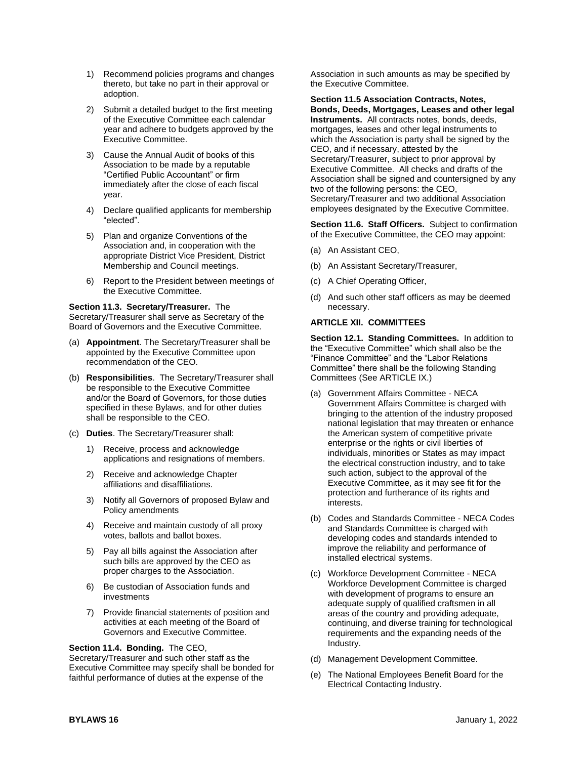1) Recommend policies programs and changes thereto, but take no part in their approval or adoption.

2) Submit a detailed budget to the first meeting of the Executive Committee each calendar year and adhere to budgets approved by the Executive Committee.

3) Cause the Annual Audit of books of this Association to be made by a reputable "Certified Public Accountant" or firm immediately after the close of each fiscal year.

4) Declare qualified applicants for membership "elected".

5) Plan and organize Conventions of the Association and, in cooperation with the appropriate District Vice President, District Membership and Council meetings.

6) Report to the President between meetings of the Executive Committee.

**Section 11.3. Secretary/Treasurer.** The Secretary/Treasurer shall serve as Secretary of the Board of Governors and the Executive Committee.

(a) **Appointment**. The Secretary/Treasurer shall be appointed by the Executive Committee upon recommendation of the CEO.

(b) **Responsibilities**. The Secretary/Treasurer shall be responsible to the Executive Committee and/or the Board of Governors, for those duties specified in these Bylaws, and for other duties shall be responsible to the CEO.

(c) **Duties**. The Secretary/Treasurer shall:

1) Receive, process and acknowledge applications and resignations of members.

2) Receive and acknowledge Chapter affiliations and disaffiliations.

3) Notify all Governors of proposed Bylaw and Policy amendments

4) Receive and maintain custody of all proxy votes, ballots and ballot boxes.

5) Pay all bills against the Association after such bills are approved by the CEO as proper charges to the Association.

6) Be custodian of Association funds and investments

7) Provide financial statements of position and activities at each meeting of the Board of Governors and Executive Committee.

**Section 11.4. Bonding.** The CEO, Secretary/Treasurer and such other staff as the Executive Committee may specify shall be bonded for faithful performance of duties at the expense of the Association in such amounts as may be specified by the Executive Committee.

**Section 11.5 Association Contracts, Notes, Bonds, Deeds, Mortgages, Leases and other legal Instruments.** All contracts notes, bonds, deeds, mortgages, leases and other legal instruments to which the Association is party shall be signed by the CEO, and if necessary, attested by the Secretary/Treasurer, subject to prior approval by Executive Committee. All checks and drafts of the Association shall be signed and countersigned by any two of the following persons: the CEO, Secretary/Treasurer and two additional Association employees designated by the Executive Committee.

**Section 11.6. Staff Officers.** Subject to confirmation of the Executive Committee, the CEO may appoint:

(a) An Assistant CEO,

(b) An Assistant Secretary/Treasurer,

(c) A Chief Operating Officer,

(d) And such other staff officers as may be deemed necessary.

## ARTICLE XII. COMMITTEES

**Section 12.1. Standing Committees.** In addition to the "Executive Committee" which shall also be the "Finance Committee" and the "Labor Relations Committee" there shall be the following Standing Committees (See ARTICLE IX.)

(a) Government Affairs Committee - NECA Government Affairs Committee is charged with bringing to the attention of the industry proposed national legislation that may threaten or enhance the American system of competitive private enterprise or the rights or civil liberties of individuals, minorities or States as may impact the electrical construction industry, and to take such action, subject to the approval of the Executive Committee, as it may see fit for the protection and furtherance of its rights and interests.

(b) Codes and Standards Committee - NECA Codes and Standards Committee is charged with developing codes and standards intended to improve the reliability and performance of installed electrical systems.

(c) Workforce Development Committee - NECA Workforce Development Committee is charged with development of programs to ensure an adequate supply of qualified craftsmen in all areas of the country and providing adequate, continuing, and diverse training for technological requirements and the expanding needs of the Industry.

(d) Management Development Committee.

(e) The National Employees Benefit Board for the Electrical Contacting Industry.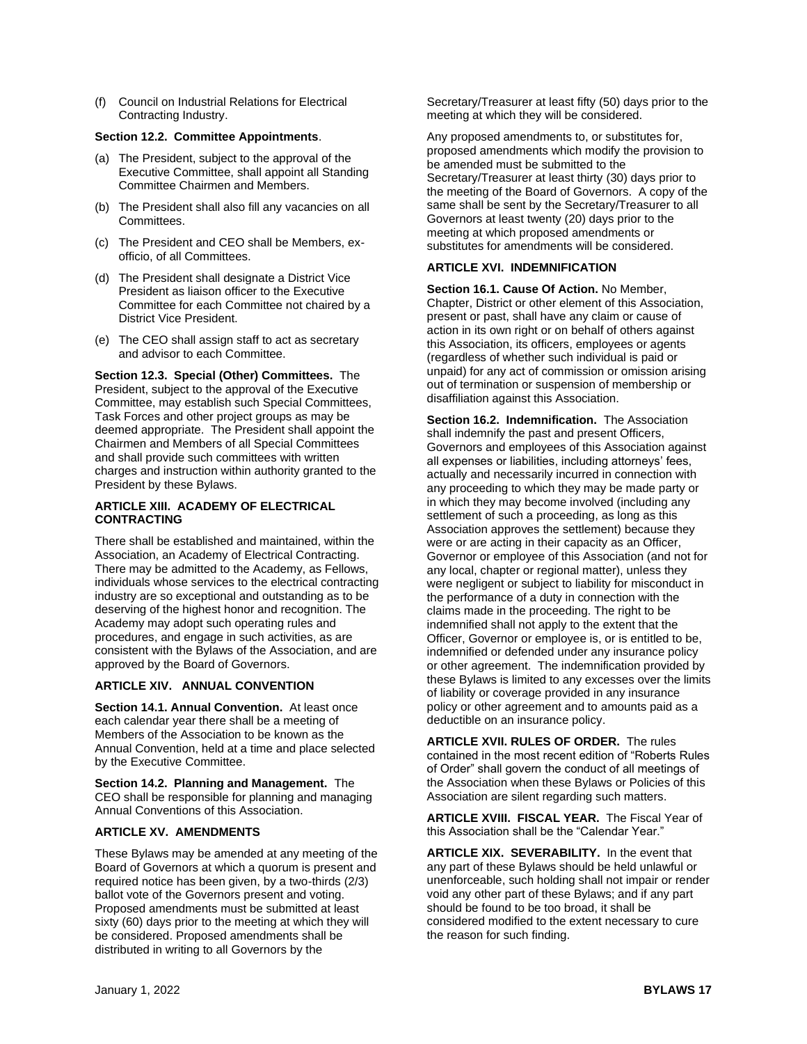(f) Council on Industrial Relations for Electrical Contracting Industry.

**Section 12.2. Committee Appointments**.

(a) The President, subject to the approval of the Executive Committee, shall appoint all Standing Committee Chairmen and Members.

(b) The President shall also fill any vacancies on all Committees.

(c) The President and CEO shall be Members, ex-officio, of all Committees.

(d) The President shall designate a District Vice President as liaison officer to the Executive Committee for each Committee not chaired by a District Vice President.

(e) The CEO shall assign staff to act as secretary and advisor to each Committee.

**Section 12.3. Special (Other) Committees.** The President, subject to the approval of the Executive Committee, may establish such Special Committees, Task Forces and other project groups as may be deemed appropriate. The President shall appoint the Chairmen and Members of all Special Committees and shall provide such committees with written charges and instruction within authority granted to the President by these Bylaws.

## ARTICLE XIII. ACADEMY OF ELECTRICAL CONTRACTING

There shall be established and maintained, within the Association, an Academy of Electrical Contracting. There may be admitted to the Academy, as Fellows, individuals whose services to the electrical contracting industry are so exceptional and outstanding as to be deserving of the highest honor and recognition. The Academy may adopt such operating rules and procedures, and engage in such activities, as are consistent with the Bylaws of the Association, and are approved by the Board of Governors.

## ARTICLE XIV. ANNUAL CONVENTION

**Section 14.1. Annual Convention.** At least once each calendar year there shall be a meeting of Members of the Association to be known as the Annual Convention, held at a time and place selected by the Executive Committee.

**Section 14.2. Planning and Management.** The CEO shall be responsible for planning and managing Annual Conventions of this Association.

## ARTICLE XV. AMENDMENTS

These Bylaws may be amended at any meeting of the Board of Governors at which a quorum is present and required notice has been given, by a two-thirds (2/3) ballot vote of the Governors present and voting. Proposed amendments must be submitted at least sixty (60) days prior to the meeting at which they will be considered. Proposed amendments shall be distributed in writing to all Governors by the Secretary/Treasurer at least fifty (50) days prior to the meeting at which they will be considered.

Any proposed amendments to, or substitutes for, proposed amendments which modify the provision to be amended must be submitted to the Secretary/Treasurer at least thirty (30) days prior to the meeting of the Board of Governors. A copy of the same shall be sent by the Secretary/Treasurer to all Governors at least twenty (20) days prior to the meeting at which proposed amendments or substitutes for amendments will be considered.

## ARTICLE XVI. INDEMNIFICATION

**Section 16.1. Cause Of Action.** No Member, Chapter, District or other element of this Association, present or past, shall have any claim or cause of action in its own right or on behalf of others against this Association, its officers, employees or agents (regardless of whether such individual is paid or unpaid) for any act of commission or omission arising out of termination or suspension of membership or disaffiliation against this Association.

**Section 16.2. Indemnification.** The Association shall indemnify the past and present Officers, Governors and employees of this Association against all expenses or liabilities, including attorneys' fees, actually and necessarily incurred in connection with any proceeding to which they may be made party or in which they may become involved (including any settlement of such a proceeding, as long as this Association approves the settlement) because they were or are acting in their capacity as an Officer, Governor or employee of this Association (and not for any local, chapter or regional matter), unless they were negligent or subject to liability for misconduct in the performance of a duty in connection with the claims made in the proceeding. The right to be indemnified shall not apply to the extent that the Officer, Governor or employee is, or is entitled to be, indemnified or defended under any insurance policy or other agreement. The indemnification provided by these Bylaws is limited to any excesses over the limits of liability or coverage provided in any insurance policy or other agreement and to amounts paid as a deductible on an insurance policy.

**ARTICLE XVII. RULES OF ORDER.** The rules contained in the most recent edition of "Roberts Rules of Order" shall govern the conduct of all meetings of the Association when these Bylaws or Policies of this Association are silent regarding such matters.

**ARTICLE XVIII. FISCAL YEAR.** The Fiscal Year of this Association shall be the "Calendar Year."

**ARTICLE XIX. SEVERABILITY.** In the event that any part of these Bylaws should be held unlawful or unenforceable, such holding shall not impair or render void any other part of these Bylaws; and if any part should be found to be too broad, it shall be considered modified to the extent necessary to cure the reason for such finding.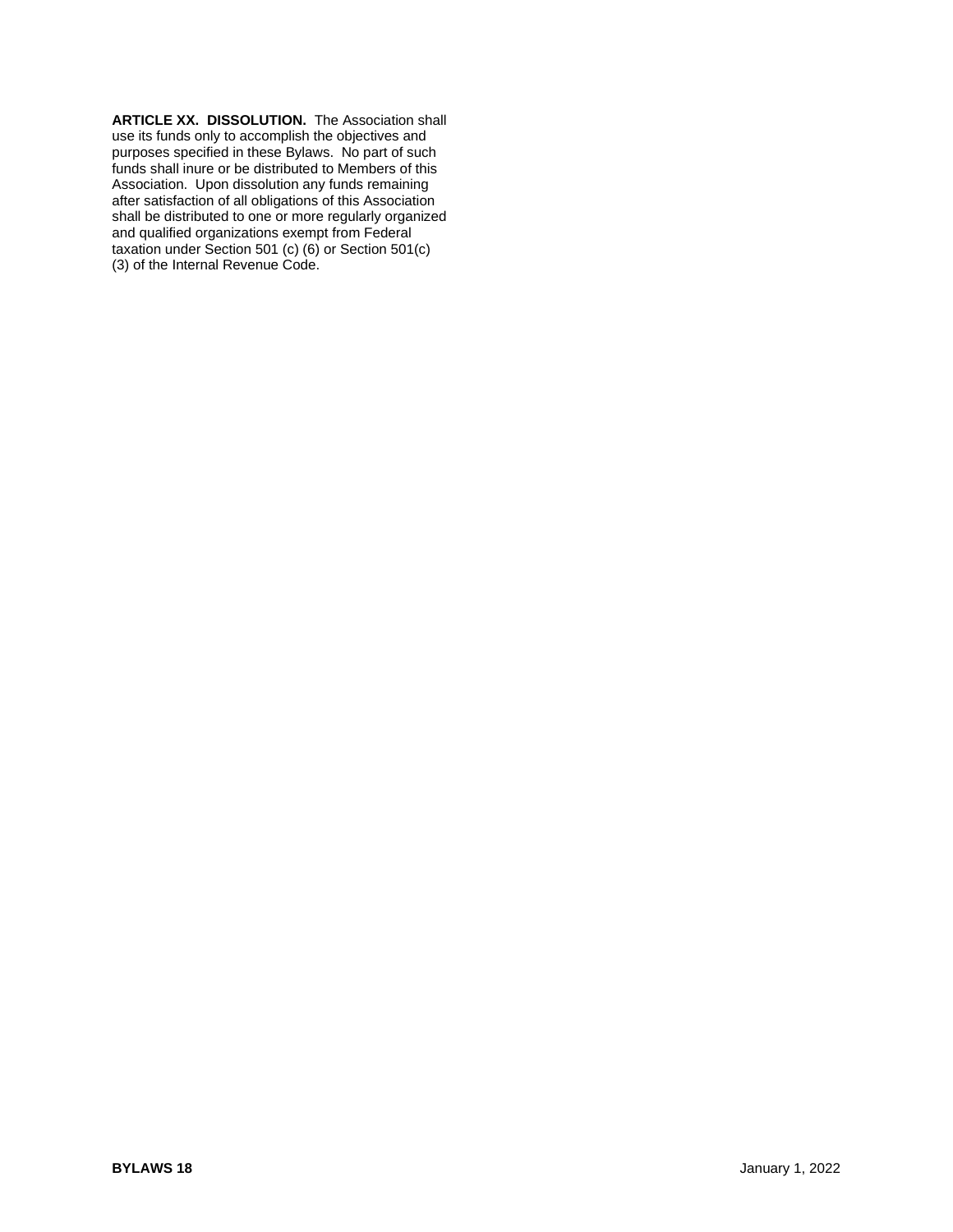**ARTICLE XX. DISSOLUTION.** The Association shall use its funds only to accomplish the objectives and purposes specified in these Bylaws. No part of such funds shall inure or be distributed to Members of this Association. Upon dissolution any funds remaining after satisfaction of all obligations of this Association shall be distributed to one or more regularly organized and qualified organizations exempt from Federal taxation under Section 501 (c) (6) or Section 501(c) (3) of the Internal Revenue Code.